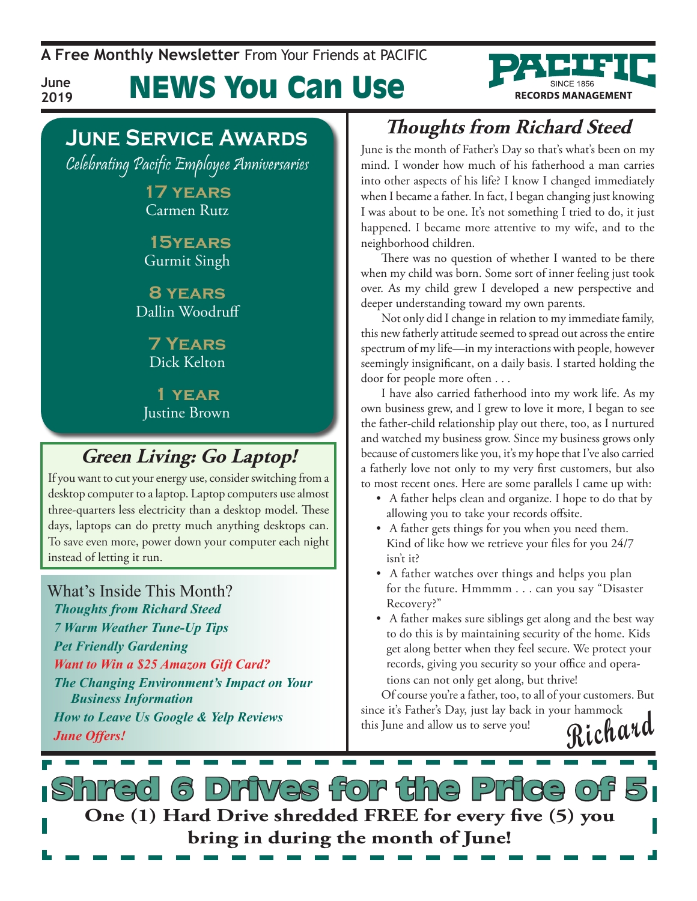A Free Monthly Newsletter From Your Friends at PACIFIC

June 2019

# NEWS You Can Use

PACIFIC SINCE 1856 RECORDS MANAGEMENT

## June Service Awards

*Celebrating Pacific Employee Anniversaries*

**17 years**
Carmen Rutz

**15years**
Gurmit Singh

**8 years**
Dallin Woodruff

**7 Years**
Dick Kelton

**1 year**
Justine Brown

## Green Living: Go Laptop!

If you want to cut your energy use, consider switching from a desktop computer to a laptop. Laptop computers use almost three-quarters less electricity than a desktop model. These days, laptops can do pretty much anything desktops can. To save even more, power down your computer each night instead of letting it run.

## What's Inside This Month?

- *Thoughts from Richard Steed*
- *7 Warm Weather Tune-Up Tips*
- *Pet Friendly Gardening*
- *Want to Win a $25 Amazon Gift Card?*
- *The Changing Environment's Impact on Your Business Information*
- *How to Leave Us Google & Yelp Reviews*
- *June Offers!*

## Thoughts from Richard Steed

June is the month of Father's Day so that's what's been on my mind. I wonder how much of his fatherhood a man carries into other aspects of his life? I know I changed immediately when I became a father. In fact, I began changing just knowing I was about to be one. It's not something I tried to do, it just happened. I became more attentive to my wife, and to the neighborhood children.

There was no question of whether I wanted to be there when my child was born. Some sort of inner feeling just took over. As my child grew I developed a new perspective and deeper understanding toward my own parents.

Not only did I change in relation to my immediate family, this new fatherly attitude seemed to spread out across the entire spectrum of my life—in my interactions with people, however seemingly insignificant, on a daily basis. I started holding the door for people more often . . .

I have also carried fatherhood into my work life. As my own business grew, and I grew to love it more, I began to see the father-child relationship play out there, too, as I nurtured and watched my business grow. Since my business grows only because of customers like you, it's my hope that I've also carried a fatherly love not only to my very first customers, but also to most recent ones. Here are some parallels I came up with:

- A father helps clean and organize. I hope to do that by allowing you to take your records offsite.
- A father gets things for you when you need them. Kind of like how we retrieve your files for you 24/7 isn't it?
- A father watches over things and helps you plan for the future. Hmmmm . . . can you say "Disaster Recovery?"
- A father makes sure siblings get along and the best way to do this is by maintaining security of the home. Kids get along better when they feel secure. We protect your records, giving you security so your office and operations can not only get along, but thrive!

Of course you're a father, too, to all of your customers. But since it's Father's Day, just lay back in your hammock this June and allow us to serve you!

Richard

## Shred 6 Drives for the Price of 5

**One (1) Hard Drive shredded FREE for every five (5) you bring in during the month of June!**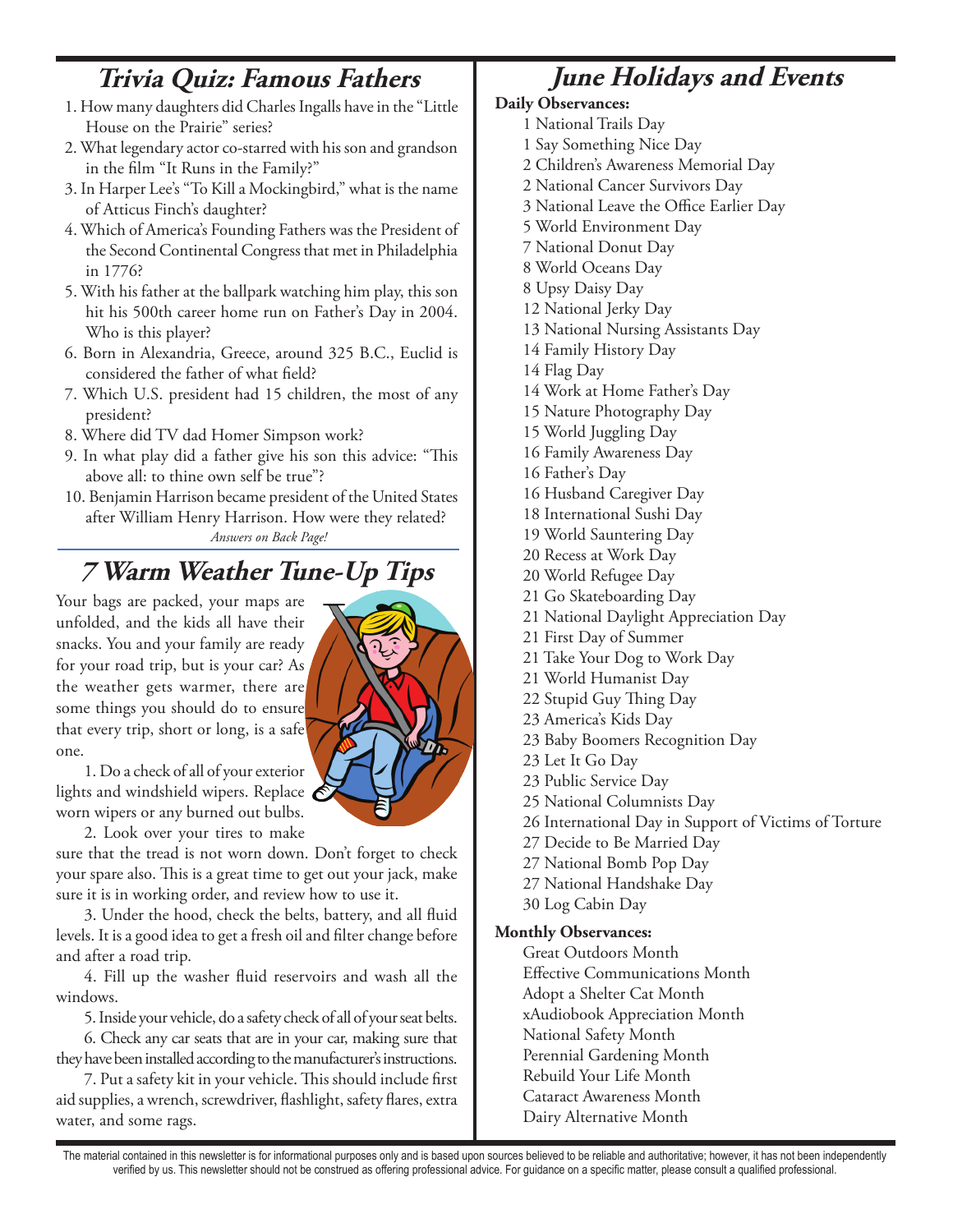## Trivia Quiz: Famous Fathers

1. How many daughters did Charles Ingalls have in the "Little House on the Prairie" series?
2. What legendary actor co-starred with his son and grandson in the film "It Runs in the Family?"
3. In Harper Lee's "To Kill a Mockingbird," what is the name of Atticus Finch's daughter?
4. Which of America's Founding Fathers was the President of the Second Continental Congress that met in Philadelphia in 1776?
5. With his father at the ballpark watching him play, this son hit his 500th career home run on Father's Day in 2004. Who is this player?
6. Born in Alexandria, Greece, around 325 B.C., Euclid is considered the father of what field?
7. Which U.S. president had 15 children, the most of any president?
8. Where did TV dad Homer Simpson work?
9. In what play did a father give his son this advice: "This above all: to thine own self be true"?
10. Benjamin Harrison became president of the United States after William Henry Harrison. How were they related?

*Answers on Back Page!*

## 7 Warm Weather Tune-Up Tips

Your bags are packed, your maps are unfolded, and the kids all have their snacks. You and your family are ready for your road trip, but is your car? As the weather gets warmer, there are some things you should do to ensure that every trip, short or long, is a safe one.

1. Do a check of all of your exterior lights and windshield wipers. Replace worn wipers or any burned out bulbs.

2. Look over your tires to make sure that the tread is not worn down. Don't forget to check your spare also. This is a great time to get out your jack, make sure it is in working order, and review how to use it.

3. Under the hood, check the belts, battery, and all fluid levels. It is a good idea to get a fresh oil and filter change before and after a road trip.

4. Fill up the washer fluid reservoirs and wash all the windows.

5. Inside your vehicle, do a safety check of all of your seat belts.

6. Check any car seats that are in your car, making sure that they have been installed according to the manufacturer's instructions.

7. Put a safety kit in your vehicle. This should include first aid supplies, a wrench, screwdriver, flashlight, safety flares, extra water, and some rags.

## June Holidays and Events

**Daily Observances:**

1 National Trails Day
1 Say Something Nice Day
2 Children's Awareness Memorial Day
2 National Cancer Survivors Day
3 National Leave the Office Earlier Day
5 World Environment Day
7 National Donut Day
8 World Oceans Day
8 Upsy Daisy Day
12 National Jerky Day
13 National Nursing Assistants Day
14 Family History Day
14 Flag Day
14 Work at Home Father's Day
15 Nature Photography Day
15 World Juggling Day
16 Family Awareness Day
16 Father's Day
16 Husband Caregiver Day
18 International Sushi Day
19 World Sauntering Day
20 Recess at Work Day
20 World Refugee Day
21 Go Skateboarding Day
21 National Daylight Appreciation Day
21 First Day of Summer
21 Take Your Dog to Work Day
21 World Humanist Day
22 Stupid Guy Thing Day
23 America's Kids Day
23 Baby Boomers Recognition Day
23 Let It Go Day
23 Public Service Day
25 National Columnists Day
26 International Day in Support of Victims of Torture
27 Decide to Be Married Day
27 National Bomb Pop Day
27 National Handshake Day
30 Log Cabin Day

**Monthly Observances:**

Great Outdoors Month
Effective Communications Month
Adopt a Shelter Cat Month
xAudiobook Appreciation Month
National Safety Month
Perennial Gardening Month
Rebuild Your Life Month
Cataract Awareness Month
Dairy Alternative Month

The material contained in this newsletter is for informational purposes only and is based upon sources believed to be reliable and authoritative; however, it has not been independently verified by us. This newsletter should not be construed as offering professional advice. For guidance on a specific matter, please consult a qualified professional.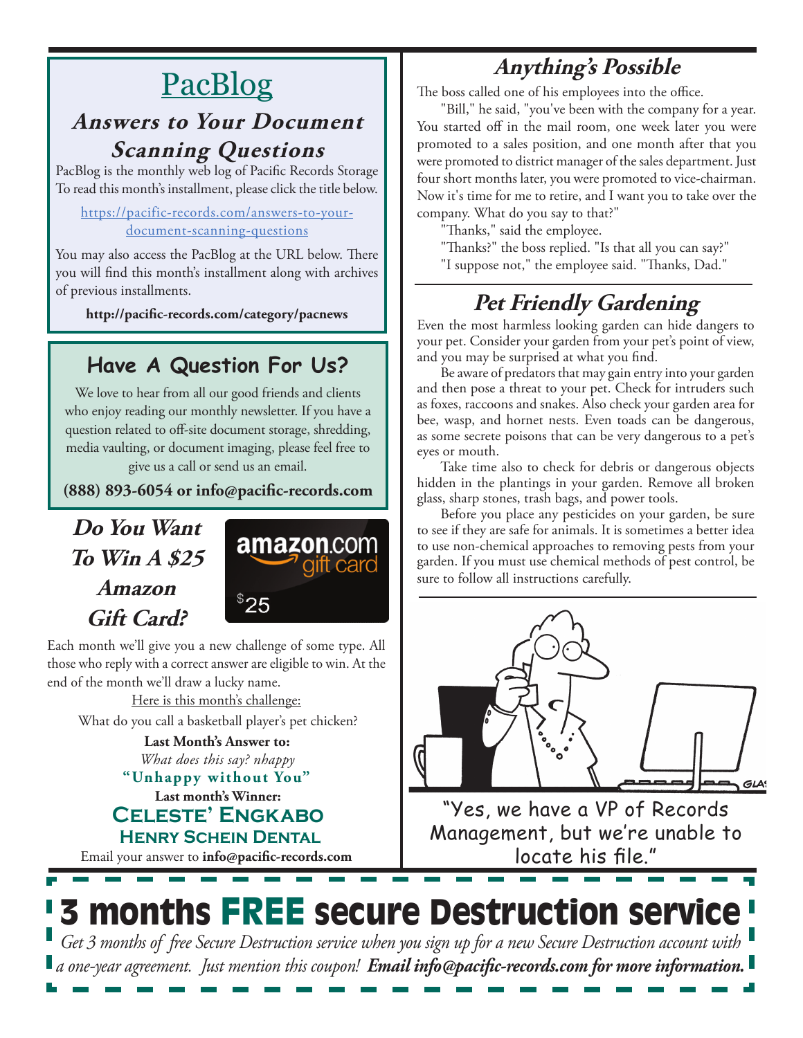# [PacBlog](https://pacific-records.com/answers-to-your-document-scanning-questions)

## *Answers to Your Document Scanning Questions*

PacBlog is the monthly web log of Pacific Records Storage To read this month's installment, please click the title below.

https://pacific-records.com/answers-to-your-document-scanning-questions

You may also access the PacBlog at the URL below. There you will find this month's installment along with archives of previous installments.

**http://pacific-records.com/category/pacnews**

## Have A Question For Us?

We love to hear from all our good friends and clients who enjoy reading our monthly newsletter. If you have a question related to off-site document storage, shredding, media vaulting, or document imaging, please feel free to give us a call or send us an email.

**(888) 893-6054 or info@pacific-records.com**

## *Do You Want To Win A $25 Amazon Gift Card?*

amazon.com gift card $25

Each month we'll give you a new challenge of some type. All those who reply with a correct answer are eligible to win. At the end of the month we'll draw a lucky name.

Here is this month's challenge:

What do you call a basketball player's pet chicken?

**Last Month's Answer to:**

*What does this say? nhappy*

**"Unhappy without You"**

**Last month's Winner:**

**Celeste' Engkabo**
**Henry Schein Dental**

Email your answer to **info@pacific-records.com**

## *Anything's Possible*

The boss called one of his employees into the office.

"Bill," he said, "you've been with the company for a year. You started off in the mail room, one week later you were promoted to a sales position, and one month after that you were promoted to district manager of the sales department. Just four short months later, you were promoted to vice-chairman. Now it's time for me to retire, and I want you to take over the company. What do you say to that?"

"Thanks," said the employee.

"Thanks?" the boss replied. "Is that all you can say?"

"I suppose not," the employee said. "Thanks, Dad."

## *Pet Friendly Gardening*

Even the most harmless looking garden can hide dangers to your pet. Consider your garden from your pet's point of view, and you may be surprised at what you find.

Be aware of predators that may gain entry into your garden and then pose a threat to your pet. Check for intruders such as foxes, raccoons and snakes. Also check your garden area for bee, wasp, and hornet nests. Even toads can be dangerous, as some secrete poisons that can be very dangerous to a pet's eyes or mouth.

Take time also to check for debris or dangerous objects hidden in the plantings in your garden. Remove all broken glass, sharp stones, trash bags, and power tools.

Before you place any pesticides on your garden, be sure to see if they are safe for animals. It is sometimes a better idea to use non-chemical approaches to removing pests from your garden. If you must use chemical methods of pest control, be sure to follow all instructions carefully.

"Yes, we have a VP of Records Management, but we're unable to locate his file."

# 3 months FREE secure Destruction service

*Get 3 months of free Secure Destruction service when you sign up for a new Secure Destruction account with a one-year agreement. Just mention this coupon!* ***Email info@pacific-records.com for more information.***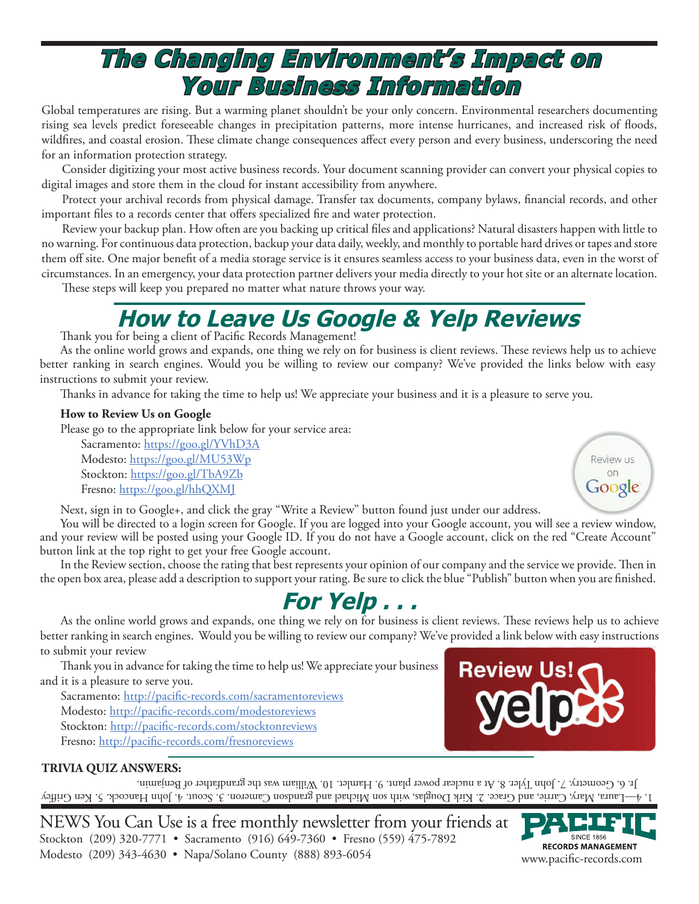# The Changing Environment's Impact on Your Business Information

Global temperatures are rising. But a warming planet shouldn't be your only concern. Environmental researchers documenting rising sea levels predict foreseeable changes in precipitation patterns, more intense hurricanes, and increased risk of floods, wildfires, and coastal erosion. These climate change consequences affect every person and every business, underscoring the need for an information protection strategy.

Consider digitizing your most active business records. Your document scanning provider can convert your physical copies to digital images and store them in the cloud for instant accessibility from anywhere.

Protect your archival records from physical damage. Transfer tax documents, company bylaws, financial records, and other important files to a records center that offers specialized fire and water protection.

Review your backup plan. How often are you backing up critical files and applications? Natural disasters happen with little to no warning. For continuous data protection, backup your data daily, weekly, and monthly to portable hard drives or tapes and store them off site. One major benefit of a media storage service is it ensures seamless access to your business data, even in the worst of circumstances. In an emergency, your data protection partner delivers your media directly to your hot site or an alternate location.

These steps will keep you prepared no matter what nature throws your way.

# How to Leave Us Google & Yelp Reviews

Thank you for being a client of Pacific Records Management!

As the online world grows and expands, one thing we rely on for business is client reviews. These reviews help us to achieve better ranking in search engines. Would you be willing to review our company? We've provided the links below with easy instructions to submit your review.

Thanks in advance for taking the time to help us! We appreciate your business and it is a pleasure to serve you.

**How to Review Us on Google**

Please go to the appropriate link below for your service area:

Sacramento: https://goo.gl/YVhD3A
Modesto: https://goo.gl/MU53Wp
Stockton: https://goo.gl/TbA9Zb
Fresno: https://goo.gl/hhQXMJ

Review us on Google

Next, sign in to Google+, and click the gray "Write a Review" button found just under our address.

You will be directed to a login screen for Google. If you are logged into your Google account, you will see a review window, and your review will be posted using your Google ID. If you do not have a Google account, click on the red "Create Account" button link at the top right to get your free Google account.

In the Review section, choose the rating that best represents your opinion of our company and the service we provide. Then in the open box area, please add a description to support your rating. Be sure to click the blue "Publish" button when you are finished.

## For Yelp . . .

As the online world grows and expands, one thing we rely on for business is client reviews. These reviews help us to achieve better ranking in search engines. Would you be willing to review our company? We've provided a link below with easy instructions to submit your review

Thank you in advance for taking the time to help us! We appreciate your business and it is a pleasure to serve you.

Sacramento: http://pacific-records.com/sacramentoreviews
Modesto: http://pacific-records.com/modestoreviews
Stockton: http://pacific-records.com/stocktonreviews
Fresno: http://pacific-records.com/fresnoreviews

Review Us! yelp

**TRIVIA QUIZ ANSWERS:**

1. 4—Laura, Mary, Carrie, and Grace. 2. Kirk Douglas, with son Michael and grandson Cameron. 3. Scout. 4. John Hancock. 5. Ken Griffey Jr. 6. Geometry. 7. John Tyler. 8. At a nuclear power plant. 9. Hamlet. 10. William was the grandfather of Benjamin.

NEWS You Can Use is a free monthly newsletter from your friends at

Stockton (209) 320-7771 • Sacramento (916) 649-7360 • Fresno (559) 475-7892
Modesto (209) 343-4630 • Napa/Solano County (888) 893-6054

PACIFIC SINCE 1856 RECORDS MANAGEMENT
www.pacific-records.com